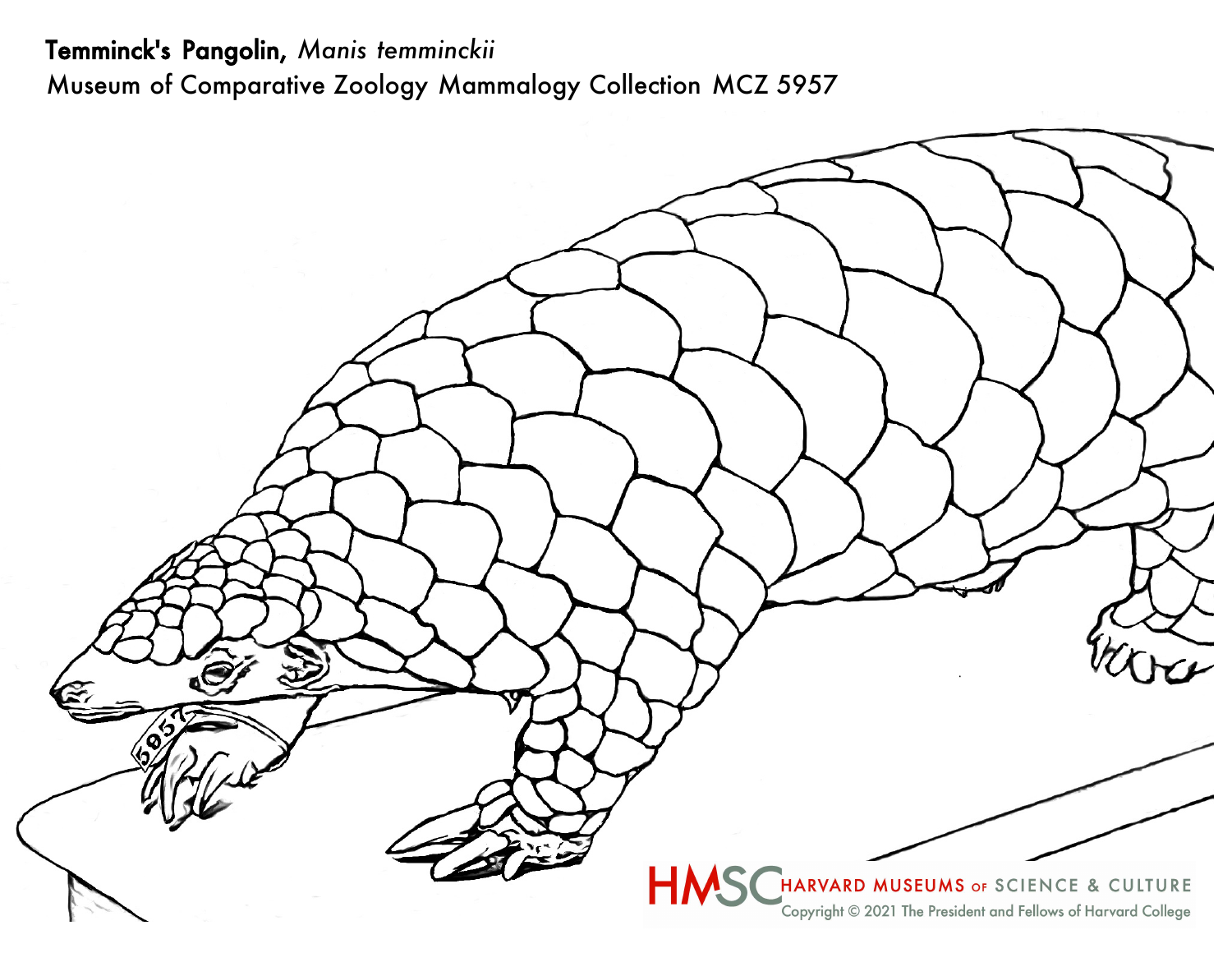**Temminck's Pangolin,** *Manis temminckii*

Museum of Comparative Zoology Mammalogy Collection MCZ 5957

HMSC HARVARD MUSEUMS OF SCIENCE & CULTURE

Copyright © 2021 The President and Fellows of Harvard College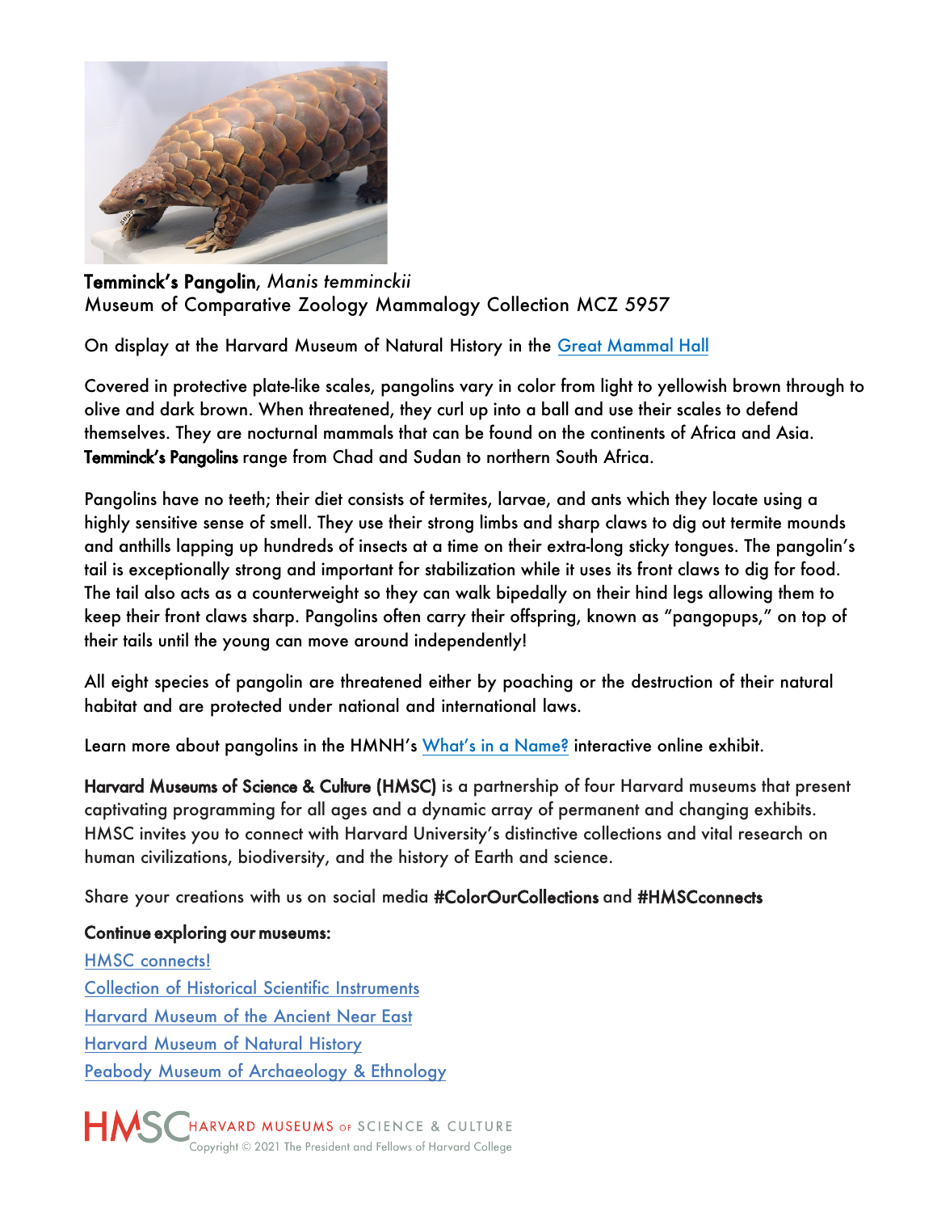**Temminck's Pangolin**, *Manis temminckii*
Museum of Comparative Zoology Mammalogy Collection MCZ 5957

On display at the Harvard Museum of Natural History in the Great Mammal Hall

Covered in protective plate-like scales, pangolins vary in color from light to yellowish brown through to olive and dark brown. When threatened, they curl up into a ball and use their scales to defend themselves. They are nocturnal mammals that can be found on the continents of Africa and Asia. **Temminck's Pangolins** range from Chad and Sudan to northern South Africa.

Pangolins have no teeth; their diet consists of termites, larvae, and ants which they locate using a highly sensitive sense of smell. They use their strong limbs and sharp claws to dig out termite mounds and anthills lapping up hundreds of insects at a time on their extra-long sticky tongues. The pangolin's tail is exceptionally strong and important for stabilization while it uses its front claws to dig for food. The tail also acts as a counterweight so they can walk bipedally on their hind legs allowing them to keep their front claws sharp. Pangolins often carry their offspring, known as "pangopups," on top of their tails until the young can move around independently!

All eight species of pangolin are threatened either by poaching or the destruction of their natural habitat and are protected under national and international laws.

Learn more about pangolins in the HMNH's What's in a Name? interactive online exhibit.

**Harvard Museums of Science & Culture (HMSC)** is a partnership of four Harvard museums that present captivating programming for all ages and a dynamic array of permanent and changing exhibits. HMSC invites you to connect with Harvard University's distinctive collections and vital research on human civilizations, biodiversity, and the history of Earth and science.

Share your creations with us on social media **#ColorOurCollections** and **#HMSCconnects**

**Continue exploring our museums:**

HMSC connects!
Collection of Historical Scientific Instruments
Harvard Museum of the Ancient Near East
Harvard Museum of Natural History
Peabody Museum of Archaeology & Ethnology

HMSC HARVARD MUSEUMS OF SCIENCE & CULTURE
Copyright © 2021 The President and Fellows of Harvard College